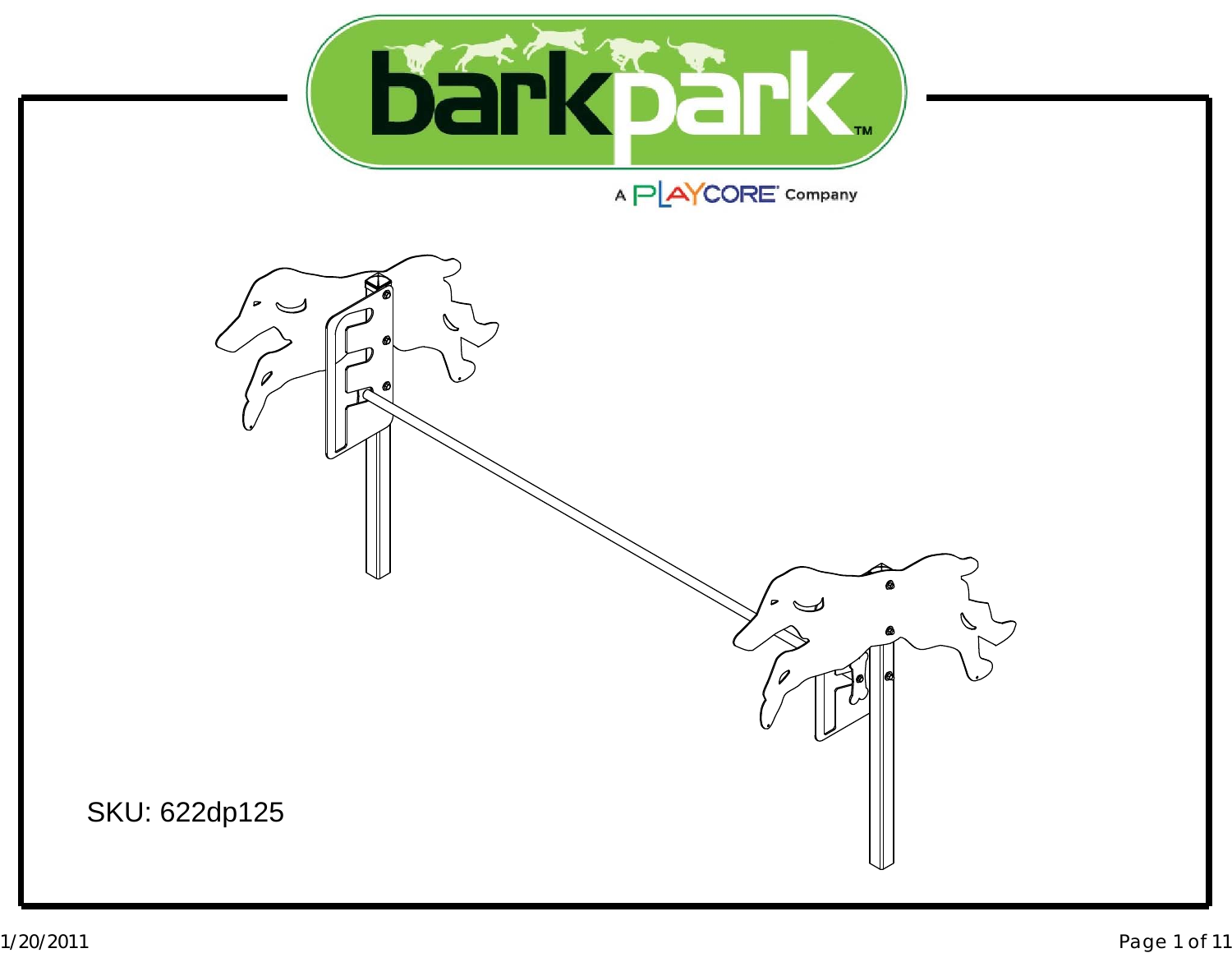barkpark™

A PLAYCORE® Company

SKU: 622dp125

1/20/2011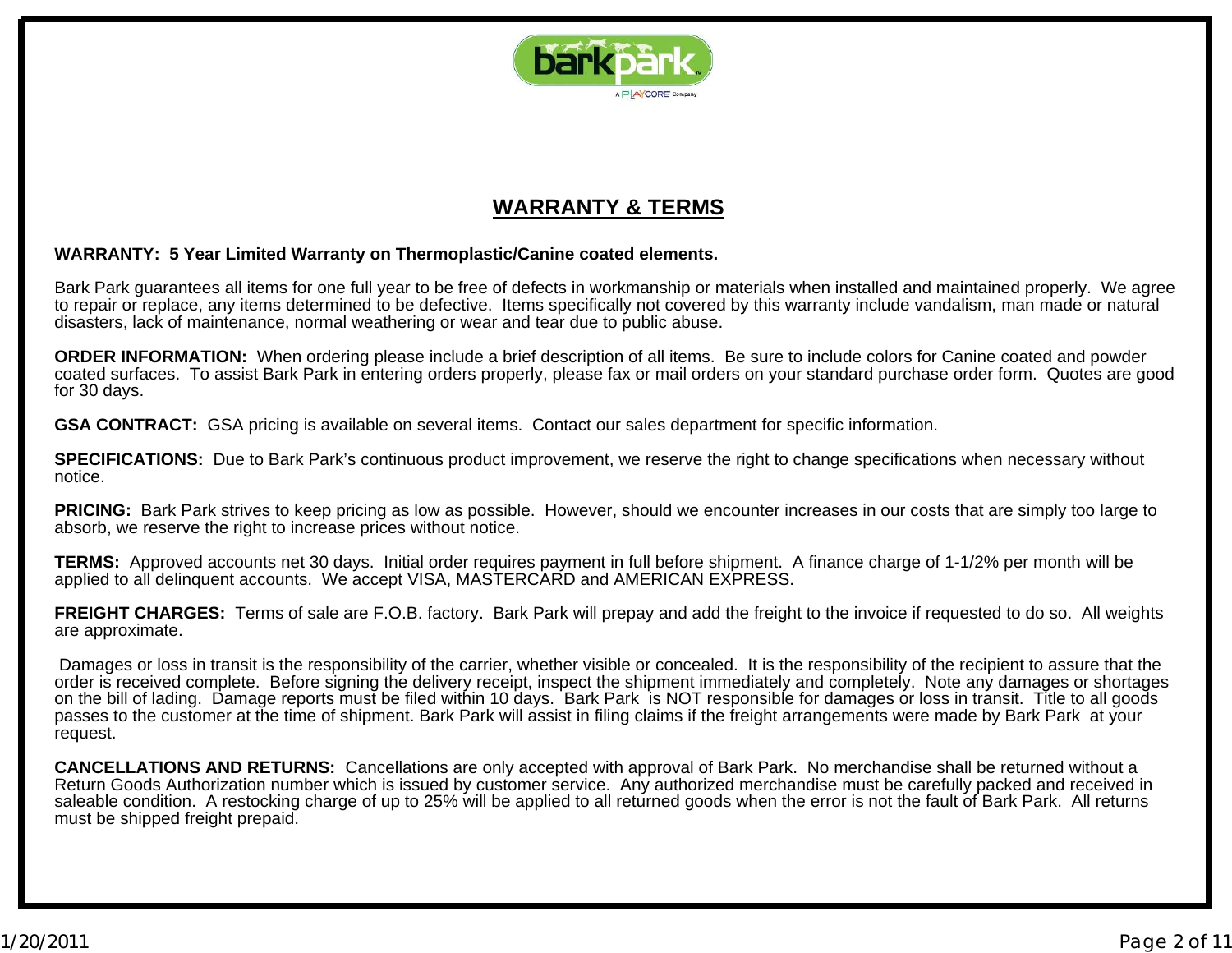## WARRANTY & TERMS

**WARRANTY: 5 Year Limited Warranty on Thermoplastic/Canine coated elements.**

Bark Park guarantees all items for one full year to be free of defects in workmanship or materials when installed and maintained properly. We agree to repair or replace, any items determined to be defective. Items specifically not covered by this warranty include vandalism, man made or natural disasters, lack of maintenance, normal weathering or wear and tear due to public abuse.

**ORDER INFORMATION:** When ordering please include a brief description of all items. Be sure to include colors for Canine coated and powder coated surfaces. To assist Bark Park in entering orders properly, please fax or mail orders on your standard purchase order form. Quotes are good for 30 days.

**GSA CONTRACT:** GSA pricing is available on several items. Contact our sales department for specific information.

**SPECIFICATIONS:** Due to Bark Park's continuous product improvement, we reserve the right to change specifications when necessary without notice.

**PRICING:** Bark Park strives to keep pricing as low as possible. However, should we encounter increases in our costs that are simply too large to absorb, we reserve the right to increase prices without notice.

**TERMS:** Approved accounts net 30 days. Initial order requires payment in full before shipment. A finance charge of 1-1/2% per month will be applied to all delinquent accounts. We accept VISA, MASTERCARD and AMERICAN EXPRESS.

**FREIGHT CHARGES:** Terms of sale are F.O.B. factory. Bark Park will prepay and add the freight to the invoice if requested to do so. All weights are approximate.

Damages or loss in transit is the responsibility of the carrier, whether visible or concealed. It is the responsibility of the recipient to assure that the order is received complete. Before signing the delivery receipt, inspect the shipment immediately and completely. Note any damages or shortages on the bill of lading. Damage reports must be filed within 10 days. Bark Park is NOT responsible for damages or loss in transit. Title to all goods passes to the customer at the time of shipment. Bark Park will assist in filing claims if the freight arrangements were made by Bark Park at your request.

**CANCELLATIONS AND RETURNS:** Cancellations are only accepted with approval of Bark Park. No merchandise shall be returned without a Return Goods Authorization number which is issued by customer service. Any authorized merchandise must be carefully packed and received in saleable condition. A restocking charge of up to 25% will be applied to all returned goods when the error is not the fault of Bark Park. All returns must be shipped freight prepaid.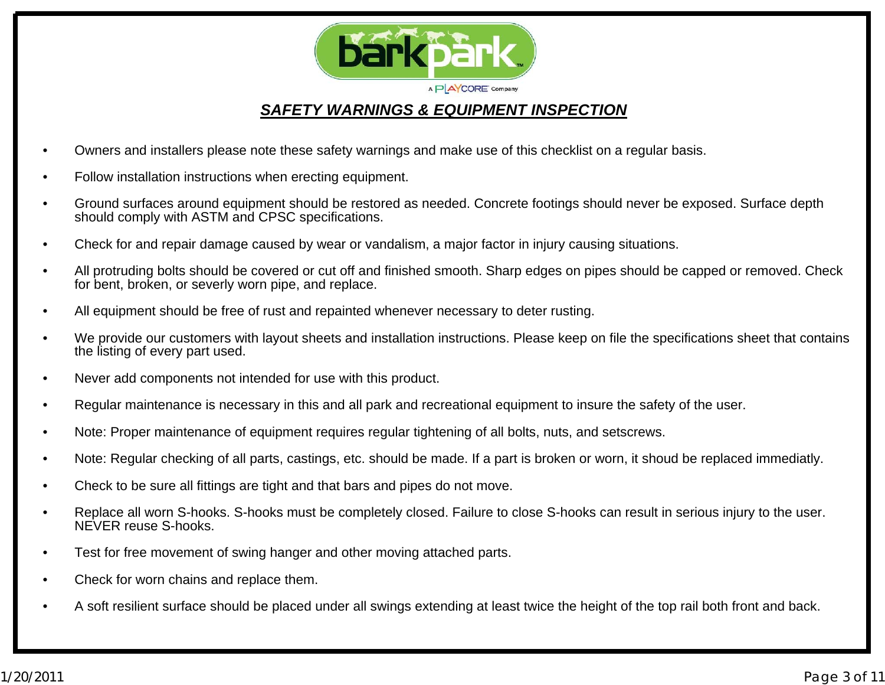## *SAFETY WARNINGS & EQUIPMENT INSPECTION*

- Owners and installers please note these safety warnings and make use of this checklist on a regular basis.
- Follow installation instructions when erecting equipment.
- Ground surfaces around equipment should be restored as needed. Concrete footings should never be exposed. Surface depth should comply with ASTM and CPSC specifications.
- Check for and repair damage caused by wear or vandalism, a major factor in injury causing situations.
- All protruding bolts should be covered or cut off and finished smooth. Sharp edges on pipes should be capped or removed. Check for bent, broken, or severly worn pipe, and replace.
- All equipment should be free of rust and repainted whenever necessary to deter rusting.
- We provide our customers with layout sheets and installation instructions. Please keep on file the specifications sheet that contains the listing of every part used.
- Never add components not intended for use with this product.
- Regular maintenance is necessary in this and all park and recreational equipment to insure the safety of the user.
- Note: Proper maintenance of equipment requires regular tightening of all bolts, nuts, and setscrews.
- Note: Regular checking of all parts, castings, etc. should be made. If a part is broken or worn, it shoud be replaced immediatly.
- Check to be sure all fittings are tight and that bars and pipes do not move.
- Replace all worn S-hooks. S-hooks must be completely closed. Failure to close S-hooks can result in serious injury to the user. NEVER reuse S-hooks.
- Test for free movement of swing hanger and other moving attached parts.
- Check for worn chains and replace them.
- A soft resilient surface should be placed under all swings extending at least twice the height of the top rail both front and back.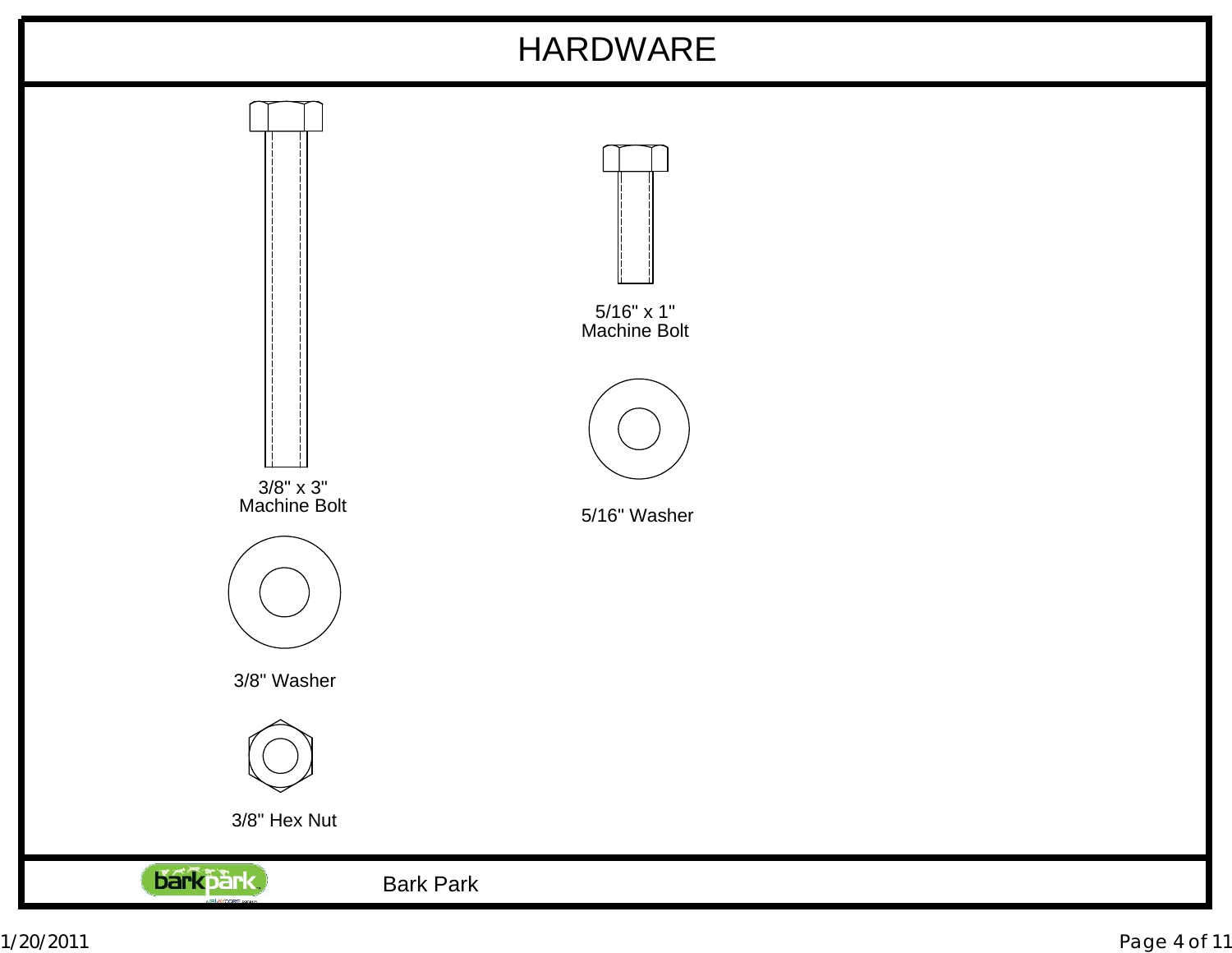# HARDWARE

3/8" x 3"
Machine Bolt

5/16" x 1"
Machine Bolt

5/16" Washer

3/8" Washer

3/8" Hex Nut

Bark Park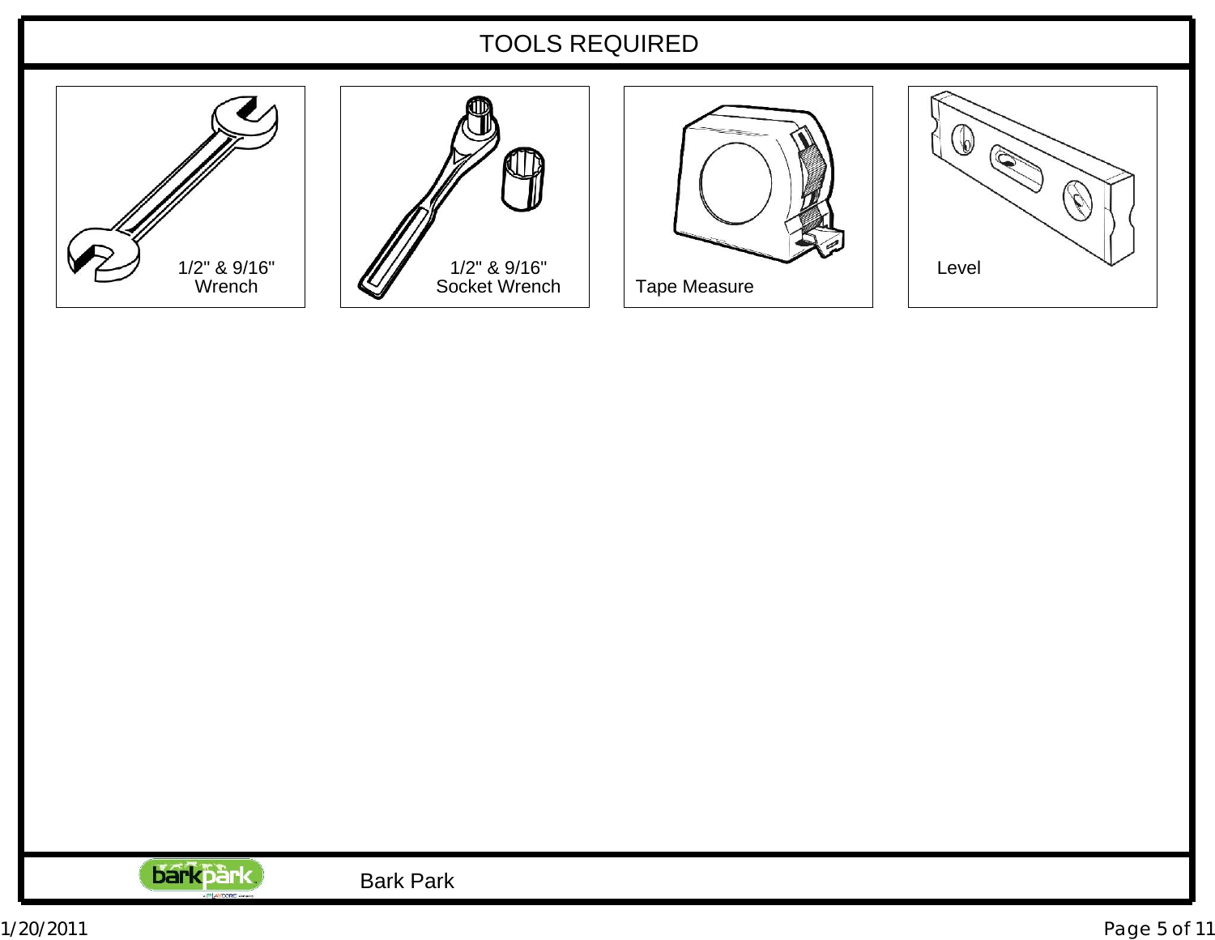# TOOLS REQUIRED

- 1/2" & 9/16" Wrench
- 1/2" & 9/16" Socket Wrench
- Tape Measure
- Level

Bark Park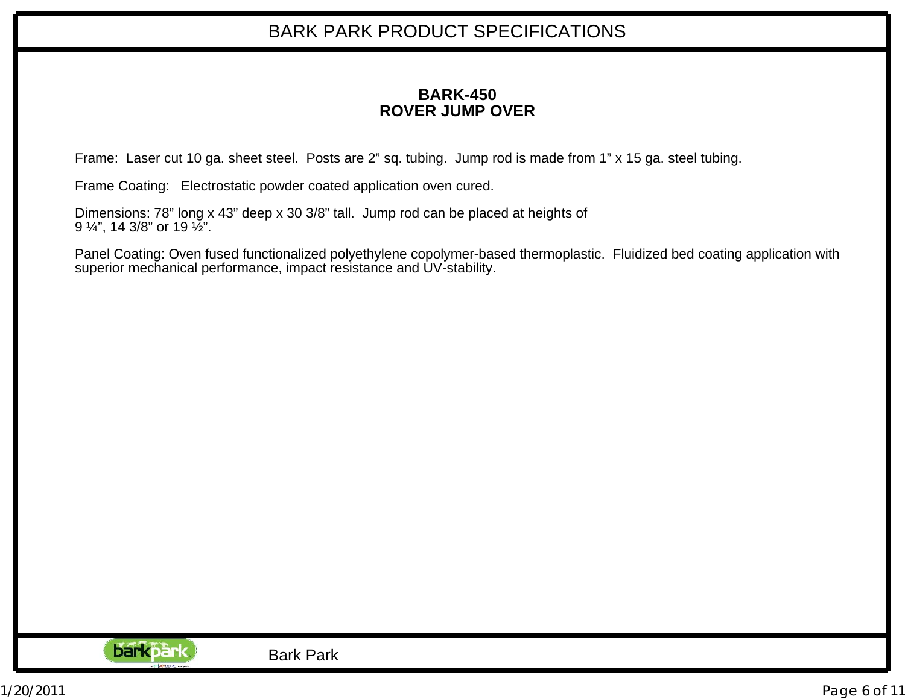# BARK PARK PRODUCT SPECIFICATIONS

## BARK-450
## ROVER JUMP OVER

Frame: Laser cut 10 ga. sheet steel. Posts are 2" sq. tubing. Jump rod is made from 1" x 15 ga. steel tubing.

Frame Coating: Electrostatic powder coated application oven cured.

Dimensions: 78" long x 43" deep x 30 3/8" tall. Jump rod can be placed at heights of 9 ¼", 14 3/8" or 19 ½".

Panel Coating: Oven fused functionalized polyethylene copolymer-based thermoplastic. Fluidized bed coating application with superior mechanical performance, impact resistance and UV-stability.

Bark Park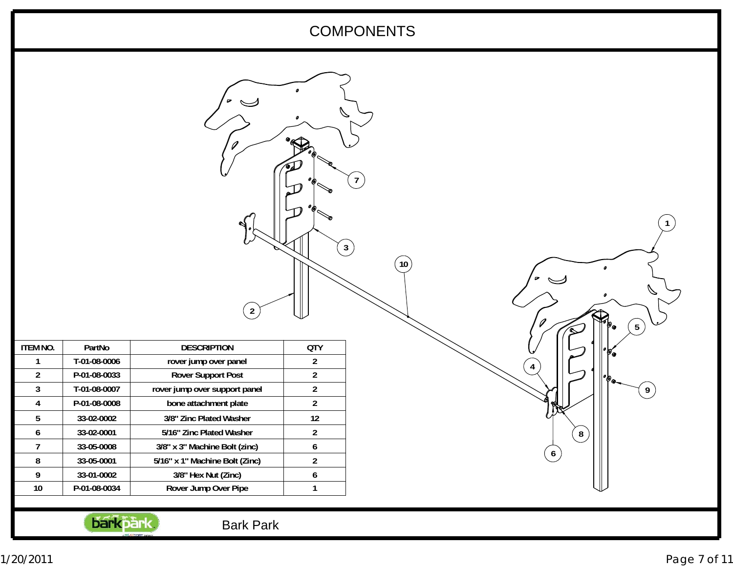# COMPONENTS

| ITEM NO. | PartNo | DESCRIPTION | QTY |
|---|---|---|---|
| 1 | T-01-08-0006 | rover jump over panel | 2 |
| 2 | P-01-08-0033 | Rover Support Post | 2 |
| 3 | T-01-08-0007 | rover jump over support panel | 2 |
| 4 | P-01-08-0008 | bone attachment plate | 2 |
| 5 | 33-02-0002 | 3/8" Zinc Plated Washer | 12 |
| 6 | 33-02-0001 | 5/16" Zinc Plated Washer | 2 |
| 7 | 33-05-0008 | 3/8" x 3" Machine Bolt (zinc) | 6 |
| 8 | 33-05-0001 | 5/16" x 1" Machine Bolt (Zinc) | 2 |
| 9 | 33-01-0002 | 3/8" Hex Nut (Zinc) | 6 |
| 10 | P-01-08-0034 | Rover Jump Over Pipe | 1 |

Bark Park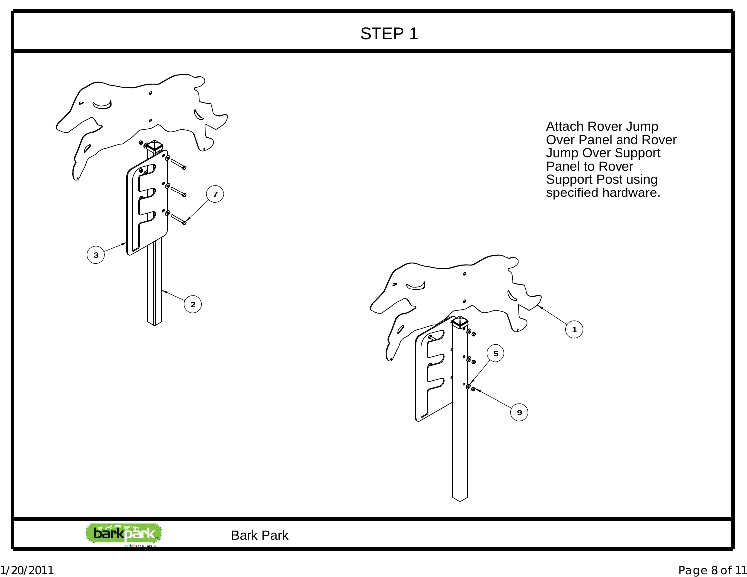# STEP 1

Attach Rover Jump Over Panel and Rover Jump Over Support Panel to Rover Support Post using specified hardware.

Bark Park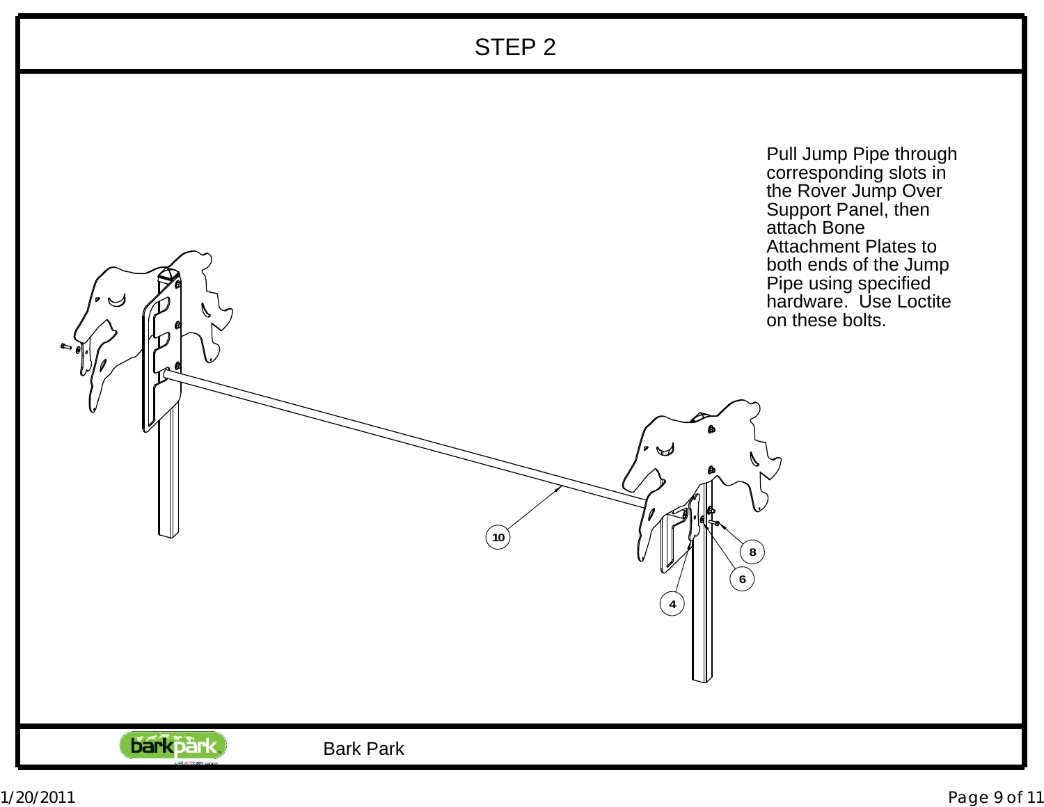# STEP 2

Pull Jump Pipe through corresponding slots in the Rover Jump Over Support Panel, then attach Bone Attachment Plates to both ends of the Jump Pipe using specified hardware. Use Loctite on these bolts.

10

8

6

4

Bark Park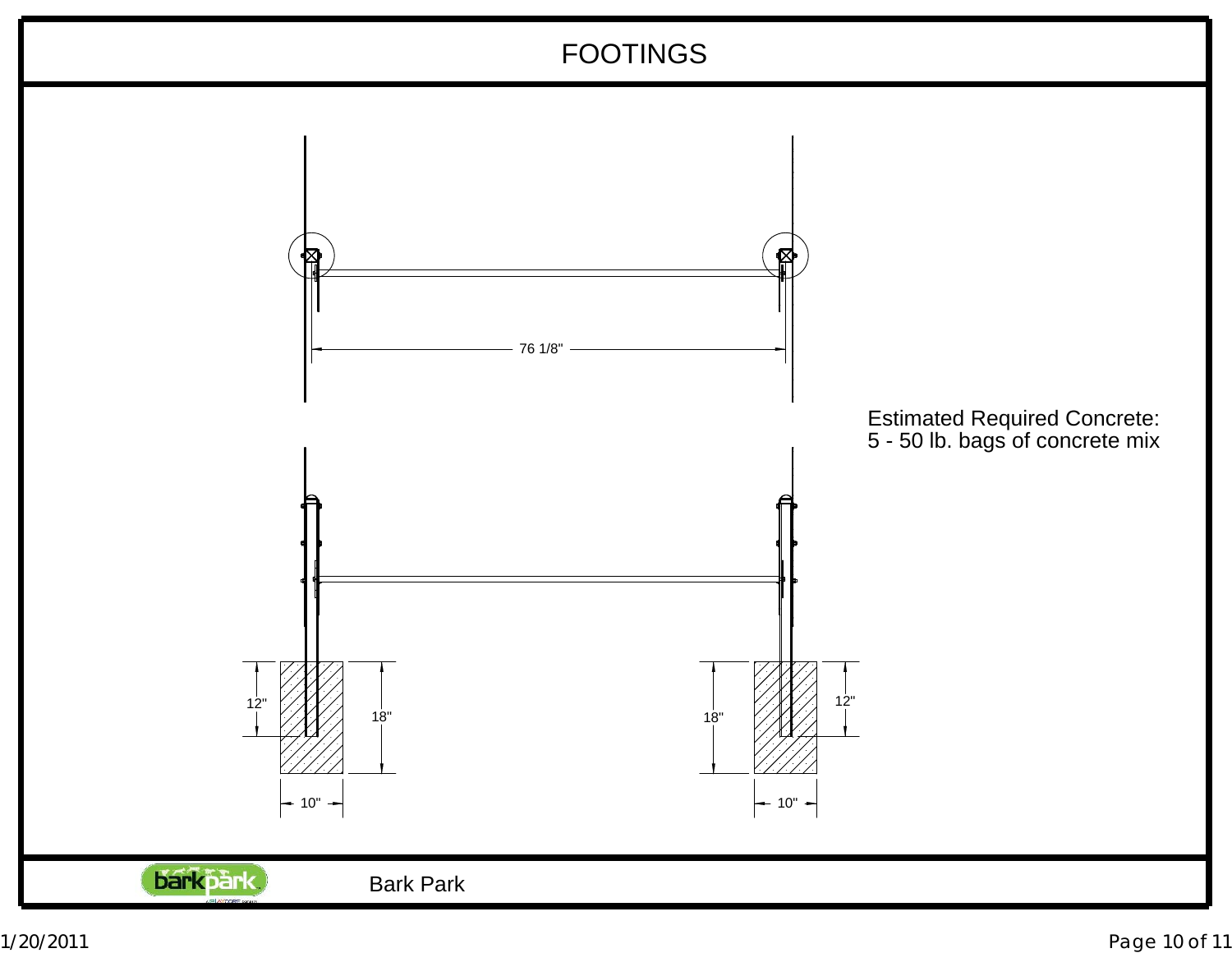# FOOTINGS

76 1/8"

12"

18"

10"

18"

12"

10"

Estimated Required Concrete:
5 - 50 lb. bags of concrete mix

Bark Park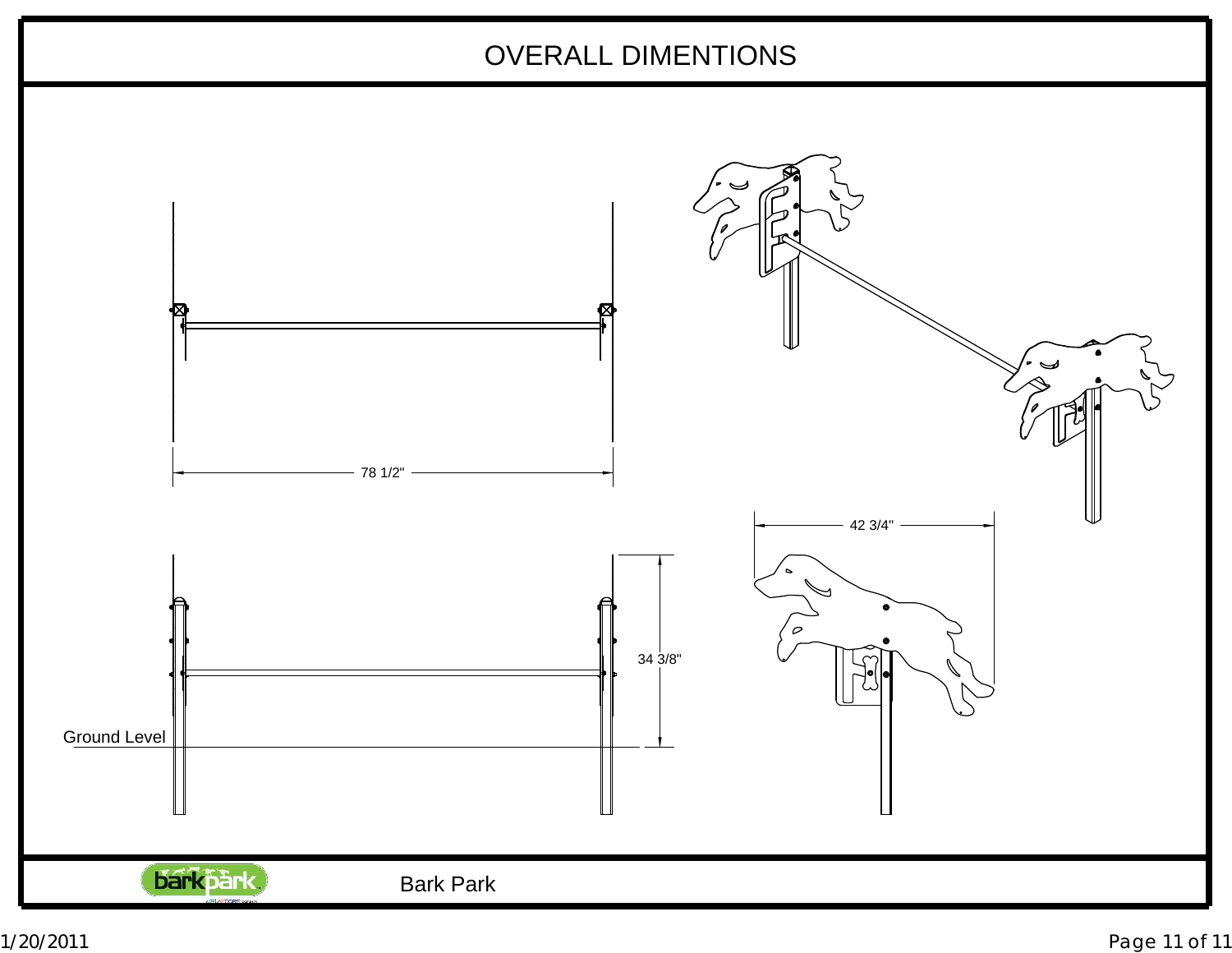# OVERALL DIMENTIONS

78 1/2"

42 3/4"

34 3/8"

Ground Level

Bark Park